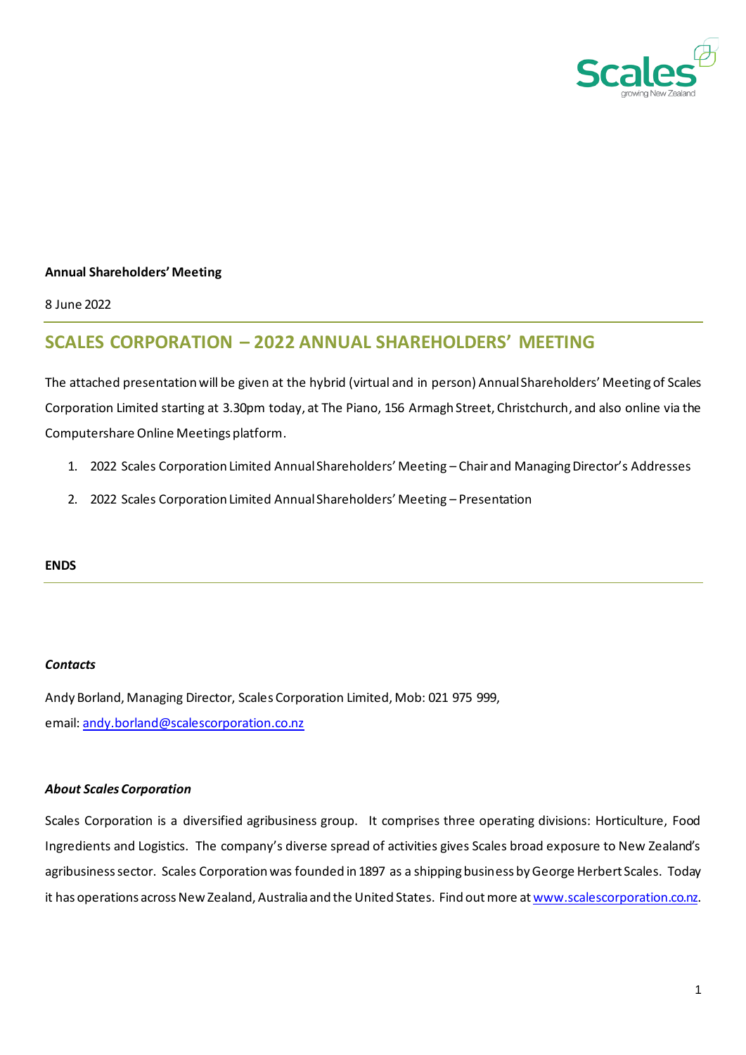**Annual Shareholders' Meeting**

8 June 2022

## SCALES CORPORATION – 2022 ANNUAL SHAREHOLDERS' MEETING

The attached presentation will be given at the hybrid (virtual and in person) Annual Shareholders' Meeting of Scales Corporation Limited starting at 3.30pm today, at The Piano, 156 Armagh Street, Christchurch, and also online via the Computershare Online Meetings platform.

1. 2022 Scales Corporation Limited Annual Shareholders' Meeting – Chair and Managing Director's Addresses
2. 2022 Scales Corporation Limited Annual Shareholders' Meeting – Presentation

**ENDS**

***Contacts***

Andy Borland, Managing Director, Scales Corporation Limited, Mob: 021 975 999,
email: andy.borland@scalescorporation.co.nz

***About Scales Corporation***

Scales Corporation is a diversified agribusiness group. It comprises three operating divisions: Horticulture, Food Ingredients and Logistics. The company's diverse spread of activities gives Scales broad exposure to New Zealand's agribusiness sector. Scales Corporation was founded in 1897 as a shipping business by George Herbert Scales. Today it has operations across New Zealand, Australia and the United States. Find out more at www.scalescorporation.co.nz.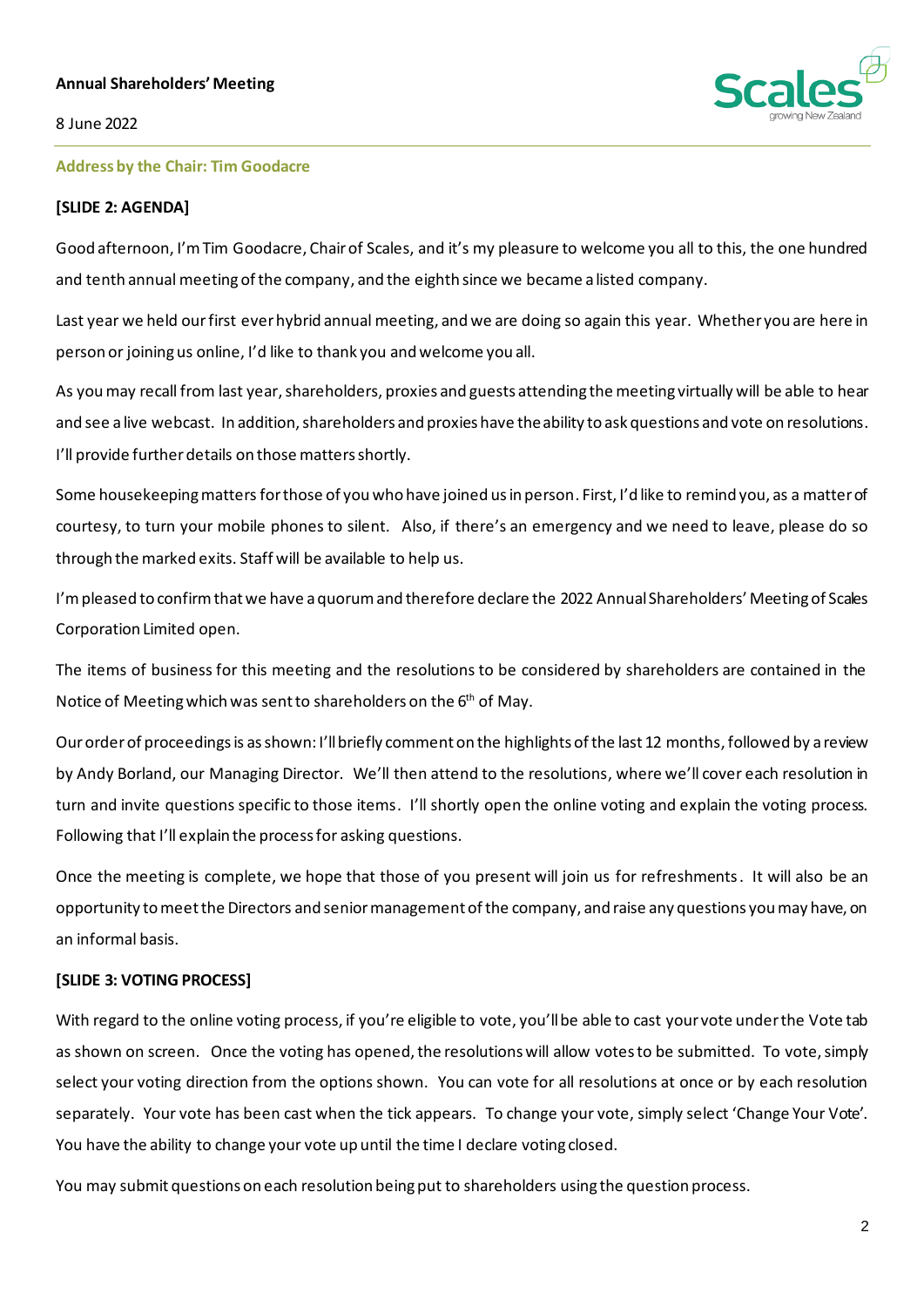**Annual Shareholders' Meeting**

8 June 2022

## Address by the Chair: Tim Goodacre

**[SLIDE 2: AGENDA]**

Good afternoon, I'm Tim Goodacre, Chair of Scales, and it's my pleasure to welcome you all to this, the one hundred and tenth annual meeting of the company, and the eighth since we became a listed company.

Last year we held our first ever hybrid annual meeting, and we are doing so again this year. Whether you are here in person or joining us online, I'd like to thank you and welcome you all.

As you may recall from last year, shareholders, proxies and guests attending the meeting virtually will be able to hear and see a live webcast. In addition, shareholders and proxies have the ability to ask questions and vote on resolutions. I'll provide further details on those matters shortly.

Some housekeeping matters for those of you who have joined us in person. First, I'd like to remind you, as a matter of courtesy, to turn your mobile phones to silent. Also, if there's an emergency and we need to leave, please do so through the marked exits. Staff will be available to help us.

I'm pleased to confirm that we have a quorum and therefore declare the 2022 Annual Shareholders' Meeting of Scales Corporation Limited open.

The items of business for this meeting and the resolutions to be considered by shareholders are contained in the Notice of Meeting which was sent to shareholders on the 6th of May.

Our order of proceedings is as shown: I'll briefly comment on the highlights of the last 12 months, followed by a review by Andy Borland, our Managing Director. We'll then attend to the resolutions, where we'll cover each resolution in turn and invite questions specific to those items. I'll shortly open the online voting and explain the voting process. Following that I'll explain the process for asking questions.

Once the meeting is complete, we hope that those of you present will join us for refreshments. It will also be an opportunity to meet the Directors and senior management of the company, and raise any questions you may have, on an informal basis.

**[SLIDE 3: VOTING PROCESS]**

With regard to the online voting process, if you're eligible to vote, you'll be able to cast your vote under the Vote tab as shown on screen. Once the voting has opened, the resolutions will allow votes to be submitted. To vote, simply select your voting direction from the options shown. You can vote for all resolutions at once or by each resolution separately. Your vote has been cast when the tick appears. To change your vote, simply select 'Change Your Vote'. You have the ability to change your vote up until the time I declare voting closed.

You may submit questions on each resolution being put to shareholders using the question process.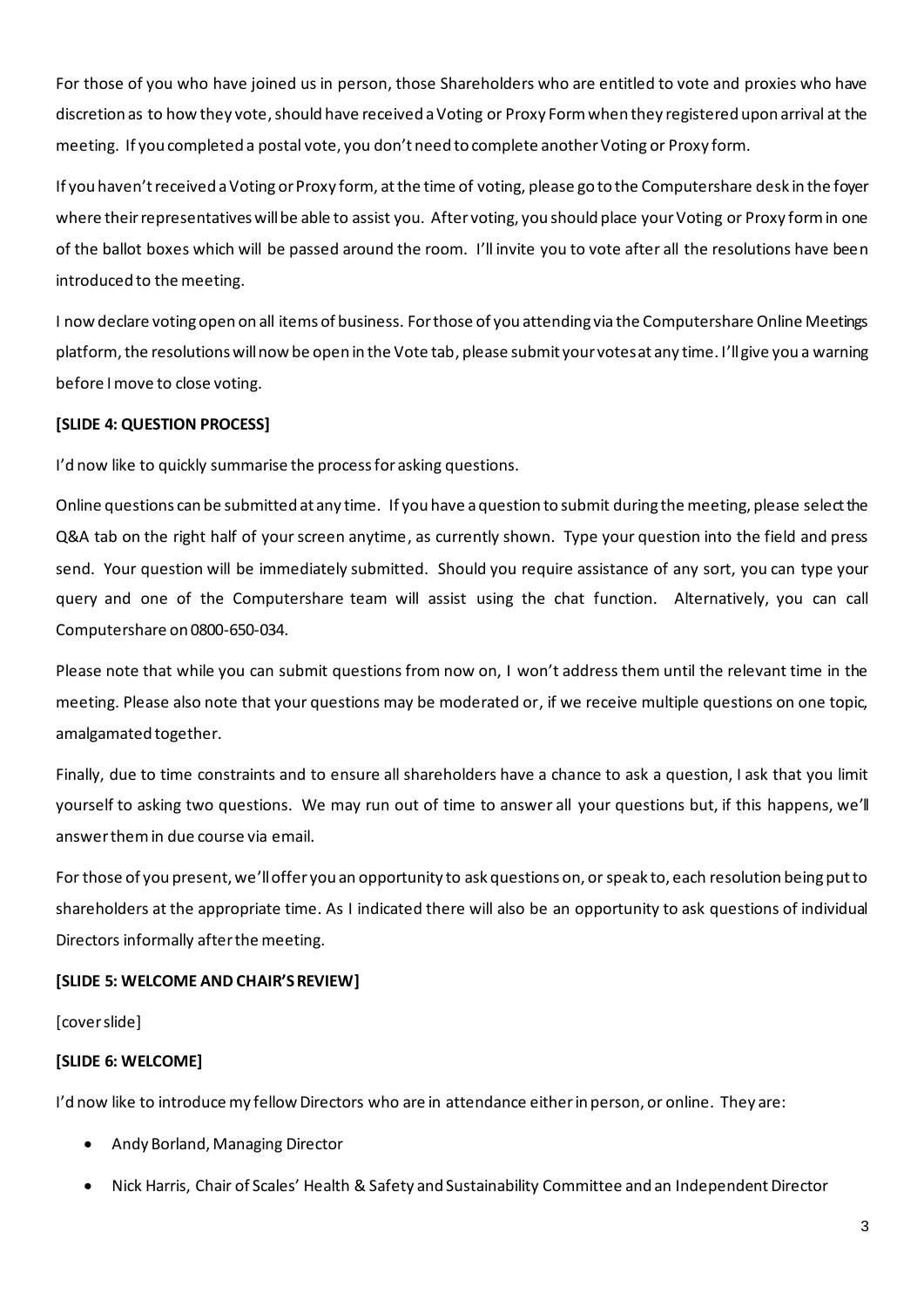For those of you who have joined us in person, those Shareholders who are entitled to vote and proxies who have discretion as to how they vote, should have received a Voting or Proxy Form when they registered upon arrival at the meeting. If you completed a postal vote, you don't need to complete another Voting or Proxy form.

If you haven't received a Voting or Proxy form, at the time of voting, please go to the Computershare desk in the foyer where their representatives will be able to assist you. After voting, you should place your Voting or Proxy form in one of the ballot boxes which will be passed around the room. I'll invite you to vote after all the resolutions have been introduced to the meeting.

I now declare voting open on all items of business. For those of you attending via the Computershare Online Meetings platform, the resolutions will now be open in the Vote tab, please submit your votes at any time. I'll give you a warning before I move to close voting.

**[SLIDE 4: QUESTION PROCESS]**

I'd now like to quickly summarise the process for asking questions.

Online questions can be submitted at any time. If you have a question to submit during the meeting, please select the Q&A tab on the right half of your screen anytime, as currently shown. Type your question into the field and press send. Your question will be immediately submitted. Should you require assistance of any sort, you can type your query and one of the Computershare team will assist using the chat function. Alternatively, you can call Computershare on 0800-650-034.

Please note that while you can submit questions from now on, I won't address them until the relevant time in the meeting. Please also note that your questions may be moderated or, if we receive multiple questions on one topic, amalgamated together.

Finally, due to time constraints and to ensure all shareholders have a chance to ask a question, I ask that you limit yourself to asking two questions. We may run out of time to answer all your questions but, if this happens, we'll answer them in due course via email.

For those of you present, we'll offer you an opportunity to ask questions on, or speak to, each resolution being put to shareholders at the appropriate time. As I indicated there will also be an opportunity to ask questions of individual Directors informally after the meeting.

**[SLIDE 5: WELCOME AND CHAIR'S REVIEW]**

[cover slide]

**[SLIDE 6: WELCOME]**

I'd now like to introduce my fellow Directors who are in attendance either in person, or online. They are:

- Andy Borland, Managing Director
- Nick Harris, Chair of Scales' Health & Safety and Sustainability Committee and an Independent Director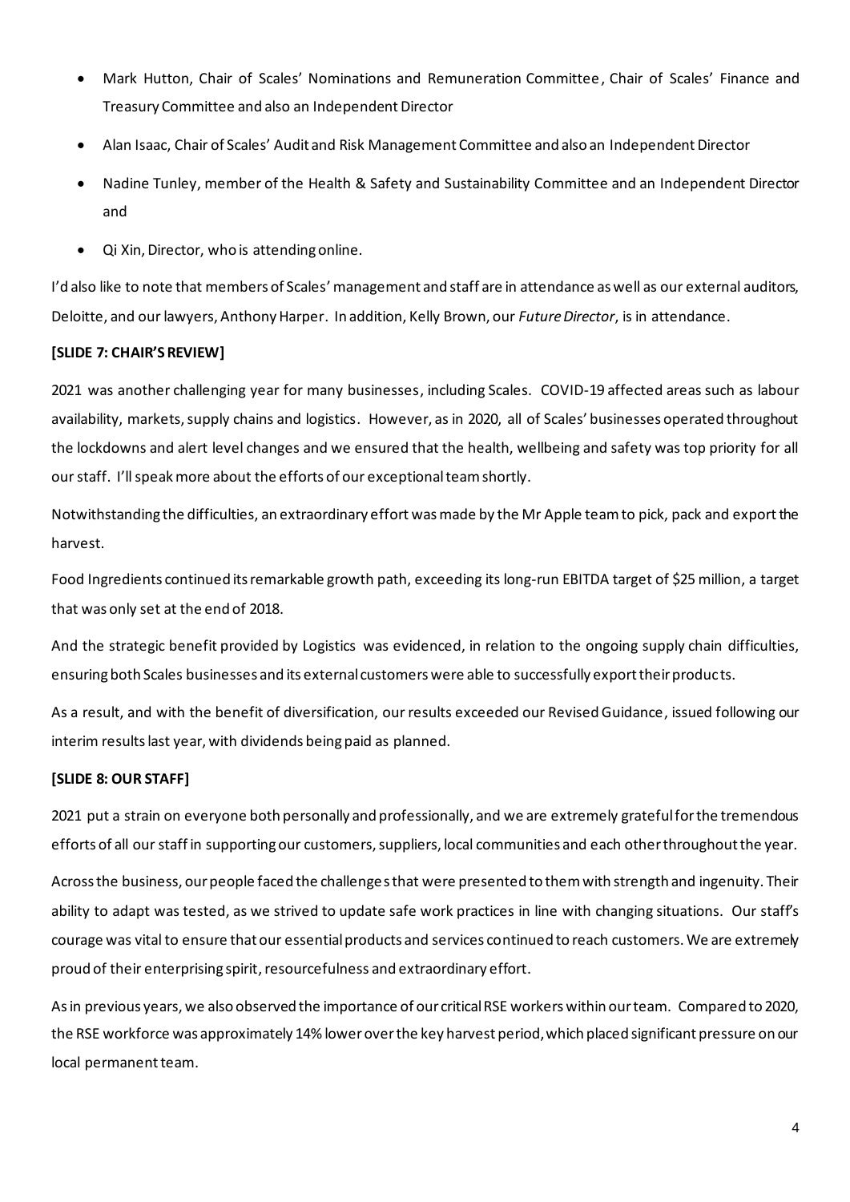- Mark Hutton, Chair of Scales' Nominations and Remuneration Committee, Chair of Scales' Finance and Treasury Committee and also an Independent Director
- Alan Isaac, Chair of Scales' Audit and Risk Management Committee and also an Independent Director
- Nadine Tunley, member of the Health & Safety and Sustainability Committee and an Independent Director and
- Qi Xin, Director, who is attending online.

I'd also like to note that members of Scales' management and staff are in attendance as well as our external auditors, Deloitte, and our lawyers, Anthony Harper. In addition, Kelly Brown, our *Future Director*, is in attendance.

**[SLIDE 7: CHAIR'S REVIEW]**

2021 was another challenging year for many businesses, including Scales. COVID-19 affected areas such as labour availability, markets, supply chains and logistics. However, as in 2020, all of Scales' businesses operated throughout the lockdowns and alert level changes and we ensured that the health, wellbeing and safety was top priority for all our staff. I'll speak more about the efforts of our exceptional team shortly.

Notwithstanding the difficulties, an extraordinary effort was made by the Mr Apple team to pick, pack and export the harvest.

Food Ingredients continued its remarkable growth path, exceeding its long-run EBITDA target of $25 million, a target that was only set at the end of 2018.

And the strategic benefit provided by Logistics was evidenced, in relation to the ongoing supply chain difficulties, ensuring both Scales businesses and its external customers were able to successfully export their products.

As a result, and with the benefit of diversification, our results exceeded our Revised Guidance, issued following our interim results last year, with dividends being paid as planned.

**[SLIDE 8: OUR STAFF]**

2021 put a strain on everyone both personally and professionally, and we are extremely grateful for the tremendous efforts of all our staff in supporting our customers, suppliers, local communities and each other throughout the year.

Across the business, our people faced the challenges that were presented to them with strength and ingenuity. Their ability to adapt was tested, as we strived to update safe work practices in line with changing situations. Our staff's courage was vital to ensure that our essential products and services continued to reach customers. We are extremely proud of their enterprising spirit, resourcefulness and extraordinary effort.

As in previous years, we also observed the importance of our critical RSE workers within our team. Compared to 2020, the RSE workforce was approximately 14% lower over the key harvest period, which placed significant pressure on our local permanent team.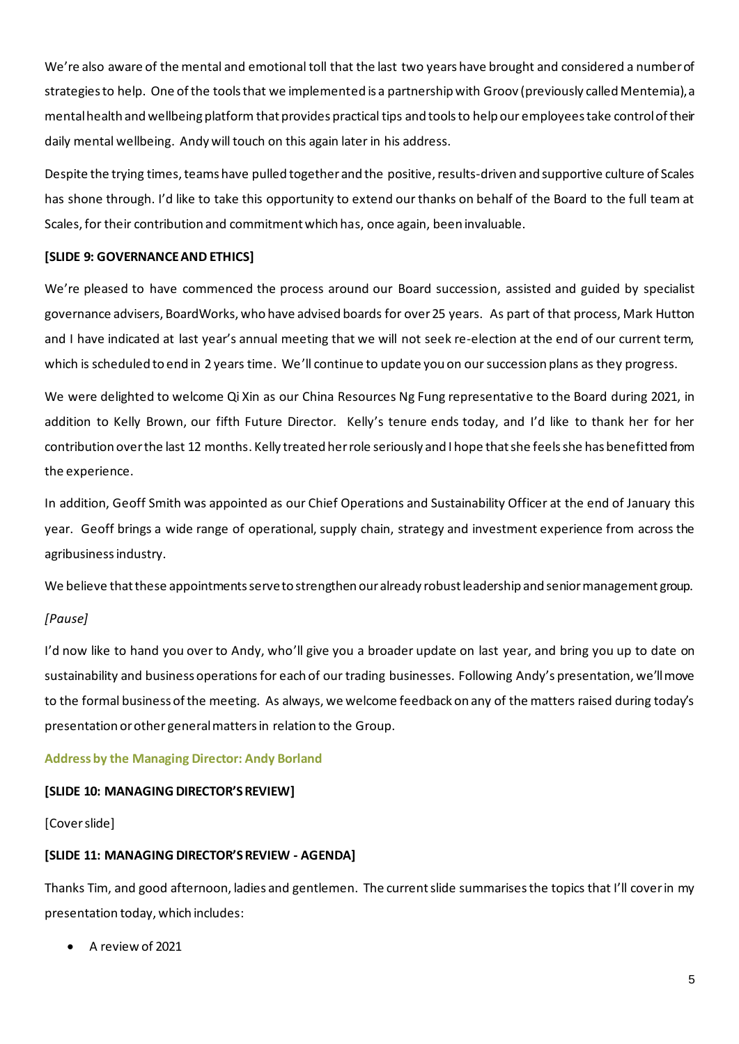We're also aware of the mental and emotional toll that the last two years have brought and considered a number of strategies to help. One of the tools that we implemented is a partnership with Groov (previously called Mentemia), a mental health and wellbeing platform that provides practical tips and tools to help our employees take control of their daily mental wellbeing. Andy will touch on this again later in his address.

Despite the trying times, teams have pulled together and the positive, results-driven and supportive culture of Scales has shone through. I'd like to take this opportunity to extend our thanks on behalf of the Board to the full team at Scales, for their contribution and commitment which has, once again, been invaluable.

**[SLIDE 9: GOVERNANCE AND ETHICS]**

We're pleased to have commenced the process around our Board succession, assisted and guided by specialist governance advisers, BoardWorks, who have advised boards for over 25 years. As part of that process, Mark Hutton and I have indicated at last year's annual meeting that we will not seek re-election at the end of our current term, which is scheduled to end in 2 years time. We'll continue to update you on our succession plans as they progress.

We were delighted to welcome Qi Xin as our China Resources Ng Fung representative to the Board during 2021, in addition to Kelly Brown, our fifth Future Director. Kelly's tenure ends today, and I'd like to thank her for her contribution over the last 12 months. Kelly treated her role seriously and I hope that she feels she has benefitted from the experience.

In addition, Geoff Smith was appointed as our Chief Operations and Sustainability Officer at the end of January this year. Geoff brings a wide range of operational, supply chain, strategy and investment experience from across the agribusiness industry.

We believe that these appointments serve to strengthen our already robust leadership and senior management group.

*[Pause]*

I'd now like to hand you over to Andy, who'll give you a broader update on last year, and bring you up to date on sustainability and business operations for each of our trading businesses. Following Andy's presentation, we'll move to the formal business of the meeting. As always, we welcome feedback on any of the matters raised during today's presentation or other general matters in relation to the Group.

## Address by the Managing Director: Andy Borland

**[SLIDE 10: MANAGING DIRECTOR'S REVIEW]**

[Cover slide]

**[SLIDE 11: MANAGING DIRECTOR'S REVIEW - AGENDA]**

Thanks Tim, and good afternoon, ladies and gentlemen. The current slide summarises the topics that I'll cover in my presentation today, which includes:

- A review of 2021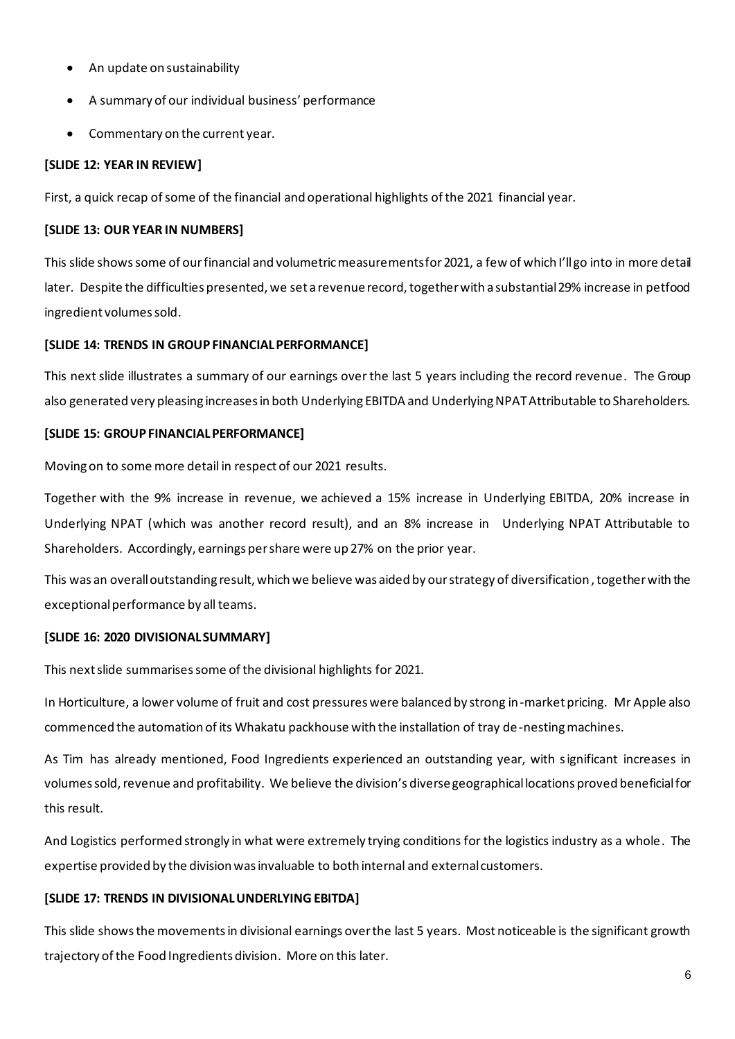- An update on sustainability
- A summary of our individual business' performance
- Commentary on the current year.

**[SLIDE 12: YEAR IN REVIEW]**

First, a quick recap of some of the financial and operational highlights of the 2021 financial year.

**[SLIDE 13: OUR YEAR IN NUMBERS]**

This slide shows some of our financial and volumetric measurements for 2021, a few of which I'll go into in more detail later. Despite the difficulties presented, we set a revenue record, together with a substantial 29% increase in petfood ingredient volumes sold.

**[SLIDE 14: TRENDS IN GROUP FINANCIAL PERFORMANCE]**

This next slide illustrates a summary of our earnings over the last 5 years including the record revenue. The Group also generated very pleasing increases in both Underlying EBITDA and Underlying NPAT Attributable to Shareholders.

**[SLIDE 15: GROUP FINANCIAL PERFORMANCE]**

Moving on to some more detail in respect of our 2021 results.

Together with the 9% increase in revenue, we achieved a 15% increase in Underlying EBITDA, 20% increase in Underlying NPAT (which was another record result), and an 8% increase in Underlying NPAT Attributable to Shareholders. Accordingly, earnings per share were up 27% on the prior year.

This was an overall outstanding result, which we believe was aided by our strategy of diversification, together with the exceptional performance by all teams.

**[SLIDE 16: 2020 DIVISIONAL SUMMARY]**

This next slide summarises some of the divisional highlights for 2021.

In Horticulture, a lower volume of fruit and cost pressures were balanced by strong in-market pricing. Mr Apple also commenced the automation of its Whakatu packhouse with the installation of tray de-nesting machines.

As Tim has already mentioned, Food Ingredients experienced an outstanding year, with significant increases in volumes sold, revenue and profitability. We believe the division's diverse geographical locations proved beneficial for this result.

And Logistics performed strongly in what were extremely trying conditions for the logistics industry as a whole. The expertise provided by the division was invaluable to both internal and external customers.

**[SLIDE 17: TRENDS IN DIVISIONAL UNDERLYING EBITDA]**

This slide shows the movements in divisional earnings over the last 5 years. Most noticeable is the significant growth trajectory of the Food Ingredients division. More on this later.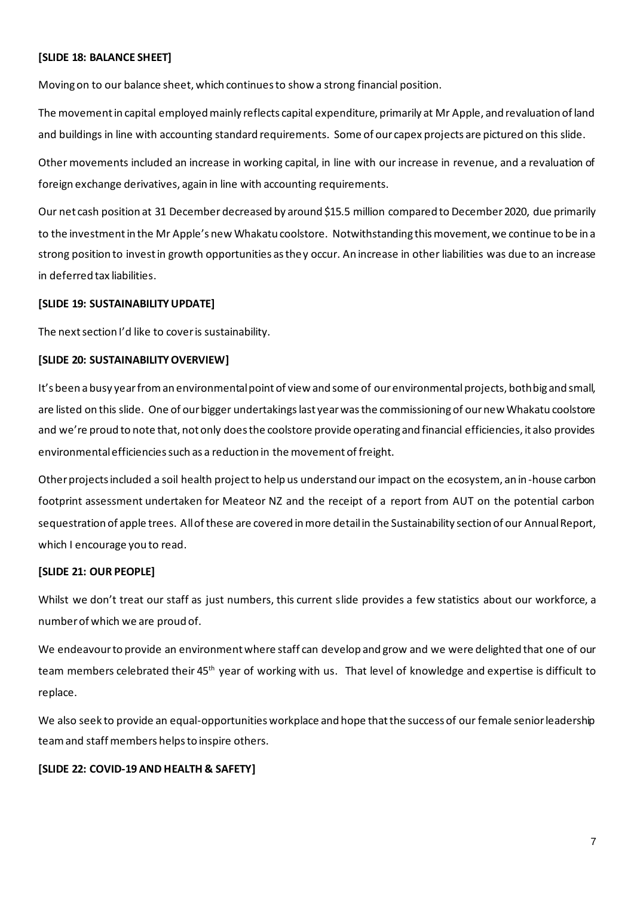**[SLIDE 18: BALANCE SHEET]**

Moving on to our balance sheet, which continues to show a strong financial position.

The movement in capital employed mainly reflects capital expenditure, primarily at Mr Apple, and revaluation of land and buildings in line with accounting standard requirements. Some of our capex projects are pictured on this slide.

Other movements included an increase in working capital, in line with our increase in revenue, and a revaluation of foreign exchange derivatives, again in line with accounting requirements.

Our net cash position at 31 December decreased by around $15.5 million compared to December 2020, due primarily to the investment in the Mr Apple's new Whakatu coolstore. Notwithstanding this movement, we continue to be in a strong position to invest in growth opportunities as they occur. An increase in other liabilities was due to an increase in deferred tax liabilities.

**[SLIDE 19: SUSTAINABILITY UPDATE]**

The next section I'd like to cover is sustainability.

**[SLIDE 20: SUSTAINABILITY OVERVIEW]**

It's been a busy year from an environmental point of view and some of our environmental projects, both big and small, are listed on this slide. One of our bigger undertakings last year was the commissioning of our new Whakatu coolstore and we're proud to note that, not only does the coolstore provide operating and financial efficiencies, it also provides environmental efficiencies such as a reduction in the movement of freight.

Other projects included a soil health project to help us understand our impact on the ecosystem, an in-house carbon footprint assessment undertaken for Meateor NZ and the receipt of a report from AUT on the potential carbon sequestration of apple trees. All of these are covered in more detail in the Sustainability section of our Annual Report, which I encourage you to read.

**[SLIDE 21: OUR PEOPLE]**

Whilst we don't treat our staff as just numbers, this current slide provides a few statistics about our workforce, a number of which we are proud of.

We endeavour to provide an environment where staff can develop and grow and we were delighted that one of our team members celebrated their 45th year of working with us. That level of knowledge and expertise is difficult to replace.

We also seek to provide an equal-opportunities workplace and hope that the success of our female senior leadership team and staff members helps to inspire others.

**[SLIDE 22: COVID-19 AND HEALTH & SAFETY]**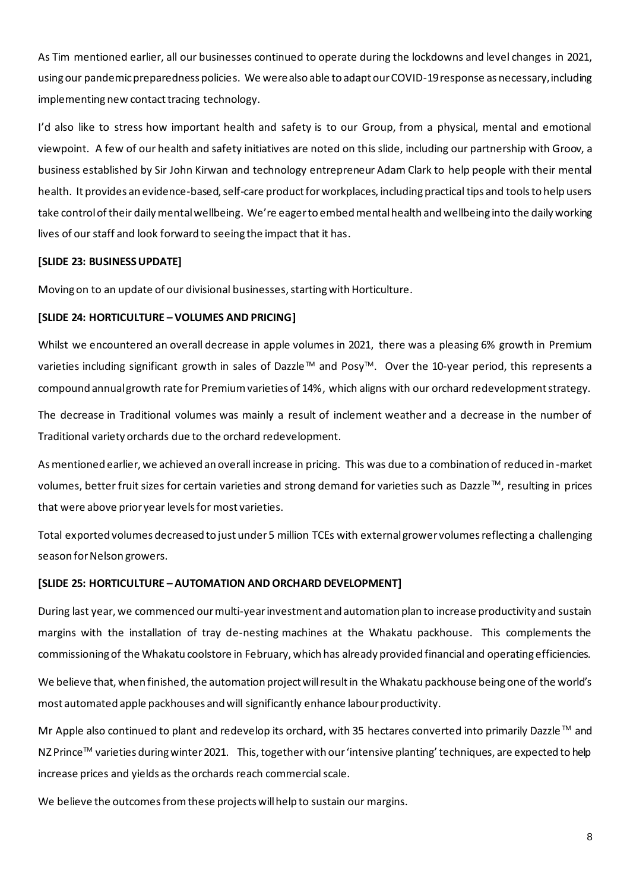As Tim mentioned earlier, all our businesses continued to operate during the lockdowns and level changes in 2021, using our pandemic preparedness policies. We were also able to adapt our COVID-19 response as necessary, including implementing new contact tracing technology.

I'd also like to stress how important health and safety is to our Group, from a physical, mental and emotional viewpoint. A few of our health and safety initiatives are noted on this slide, including our partnership with Groov, a business established by Sir John Kirwan and technology entrepreneur Adam Clark to help people with their mental health. It provides an evidence-based, self-care product for workplaces, including practical tips and tools to help users take control of their daily mental wellbeing. We're eager to embed mental health and wellbeing into the daily working lives of our staff and look forward to seeing the impact that it has.

**[SLIDE 23: BUSINESS UPDATE]**

Moving on to an update of our divisional businesses, starting with Horticulture.

**[SLIDE 24: HORTICULTURE – VOLUMES AND PRICING]**

Whilst we encountered an overall decrease in apple volumes in 2021, there was a pleasing 6% growth in Premium varieties including significant growth in sales of Dazzle™ and Posy™. Over the 10-year period, this represents a compound annual growth rate for Premium varieties of 14%, which aligns with our orchard redevelopment strategy.

The decrease in Traditional volumes was mainly a result of inclement weather and a decrease in the number of Traditional variety orchards due to the orchard redevelopment.

As mentioned earlier, we achieved an overall increase in pricing. This was due to a combination of reduced in-market volumes, better fruit sizes for certain varieties and strong demand for varieties such as Dazzle™, resulting in prices that were above prior year levels for most varieties.

Total exported volumes decreased to just under 5 million TCEs with external grower volumes reflecting a challenging season for Nelson growers.

**[SLIDE 25: HORTICULTURE – AUTOMATION AND ORCHARD DEVELOPMENT]**

During last year, we commenced our multi-year investment and automation plan to increase productivity and sustain margins with the installation of tray de-nesting machines at the Whakatu packhouse. This complements the commissioning of the Whakatu coolstore in February, which has already provided financial and operating efficiencies.

We believe that, when finished, the automation project will result in the Whakatu packhouse being one of the world's most automated apple packhouses and will significantly enhance labour productivity.

Mr Apple also continued to plant and redevelop its orchard, with 35 hectares converted into primarily Dazzle™ and NZ Prince™ varieties during winter 2021. This, together with our 'intensive planting' techniques, are expected to help increase prices and yields as the orchards reach commercial scale.

We believe the outcomes from these projects will help to sustain our margins.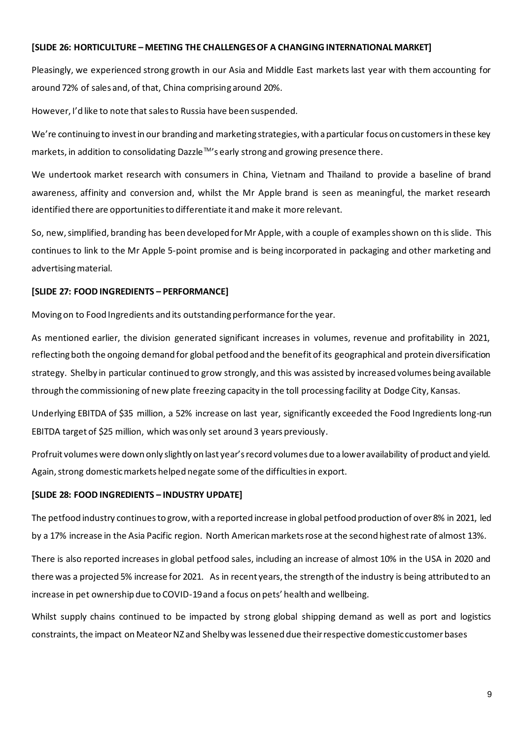**[SLIDE 26: HORTICULTURE – MEETING THE CHALLENGES OF A CHANGING INTERNATIONAL MARKET]**

Pleasingly, we experienced strong growth in our Asia and Middle East markets last year with them accounting for around 72% of sales and, of that, China comprising around 20%.

However, I'd like to note that sales to Russia have been suspended.

We're continuing to invest in our branding and marketing strategies, with a particular focus on customers in these key markets, in addition to consolidating Dazzle™'s early strong and growing presence there.

We undertook market research with consumers in China, Vietnam and Thailand to provide a baseline of brand awareness, affinity and conversion and, whilst the Mr Apple brand is seen as meaningful, the market research identified there are opportunities to differentiate it and make it more relevant.

So, new, simplified, branding has been developed for Mr Apple, with a couple of examples shown on this slide. This continues to link to the Mr Apple 5-point promise and is being incorporated in packaging and other marketing and advertising material.

**[SLIDE 27: FOOD INGREDIENTS – PERFORMANCE]**

Moving on to Food Ingredients and its outstanding performance for the year.

As mentioned earlier, the division generated significant increases in volumes, revenue and profitability in 2021, reflecting both the ongoing demand for global petfood and the benefit of its geographical and protein diversification strategy. Shelby in particular continued to grow strongly, and this was assisted by increased volumes being available through the commissioning of new plate freezing capacity in the toll processing facility at Dodge City, Kansas.

Underlying EBITDA of $35 million, a 52% increase on last year, significantly exceeded the Food Ingredients long-run EBITDA target of $25 million, which was only set around 3 years previously.

Profruit volumes were down only slightly on last year's record volumes due to a lower availability of product and yield. Again, strong domestic markets helped negate some of the difficulties in export.

**[SLIDE 28: FOOD INGREDIENTS – INDUSTRY UPDATE]**

The petfood industry continues to grow, with a reported increase in global petfood production of over 8% in 2021, led by a 17% increase in the Asia Pacific region. North American markets rose at the second highest rate of almost 13%.

There is also reported increases in global petfood sales, including an increase of almost 10% in the USA in 2020 and there was a projected 5% increase for 2021. As in recent years, the strength of the industry is being attributed to an increase in pet ownership due to COVID-19 and a focus on pets' health and wellbeing.

Whilst supply chains continued to be impacted by strong global shipping demand as well as port and logistics constraints, the impact on Meateor NZ and Shelby was lessened due their respective domestic customer bases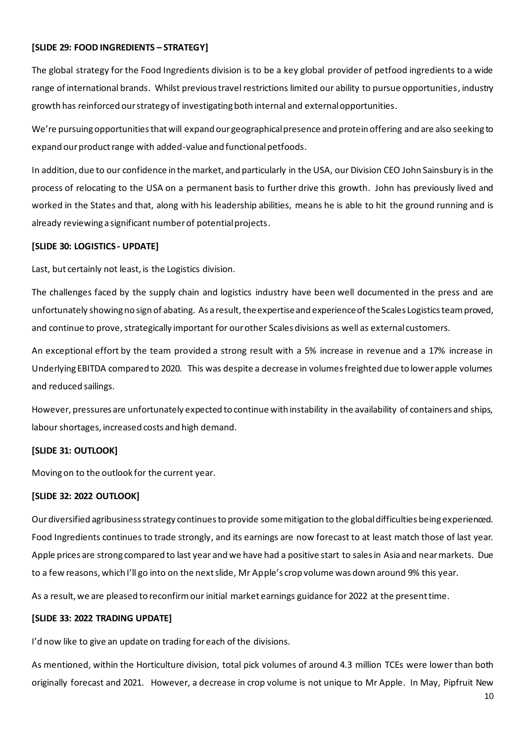**[SLIDE 29: FOOD INGREDIENTS – STRATEGY]**

The global strategy for the Food Ingredients division is to be a key global provider of petfood ingredients to a wide range of international brands. Whilst previous travel restrictions limited our ability to pursue opportunities, industry growth has reinforced our strategy of investigating both internal and external opportunities.

We're pursuing opportunities that will expand our geographical presence and protein offering and are also seeking to expand our product range with added-value and functional petfoods.

In addition, due to our confidence in the market, and particularly in the USA, our Division CEO John Sainsbury is in the process of relocating to the USA on a permanent basis to further drive this growth. John has previously lived and worked in the States and that, along with his leadership abilities, means he is able to hit the ground running and is already reviewing a significant number of potential projects.

**[SLIDE 30: LOGISTICS - UPDATE]**

Last, but certainly not least, is the Logistics division.

The challenges faced by the supply chain and logistics industry have been well documented in the press and are unfortunately showing no sign of abating. As a result, the expertise and experience of the Scales Logistics team proved, and continue to prove, strategically important for our other Scales divisions as well as external customers.

An exceptional effort by the team provided a strong result with a 5% increase in revenue and a 17% increase in Underlying EBITDA compared to 2020. This was despite a decrease in volumes freighted due to lower apple volumes and reduced sailings.

However, pressures are unfortunately expected to continue with instability in the availability of containers and ships, labour shortages, increased costs and high demand.

**[SLIDE 31: OUTLOOK]**

Moving on to the outlook for the current year.

**[SLIDE 32: 2022 OUTLOOK]**

Our diversified agribusiness strategy continues to provide some mitigation to the global difficulties being experienced. Food Ingredients continues to trade strongly, and its earnings are now forecast to at least match those of last year. Apple prices are strong compared to last year and we have had a positive start to sales in Asia and near markets. Due to a few reasons, which I'll go into on the next slide, Mr Apple's crop volume was down around 9% this year.

As a result, we are pleased to reconfirm our initial market earnings guidance for 2022 at the present time.

**[SLIDE 33: 2022 TRADING UPDATE]**

I'd now like to give an update on trading for each of the divisions.

As mentioned, within the Horticulture division, total pick volumes of around 4.3 million TCEs were lower than both originally forecast and 2021. However, a decrease in crop volume is not unique to Mr Apple. In May, Pipfruit New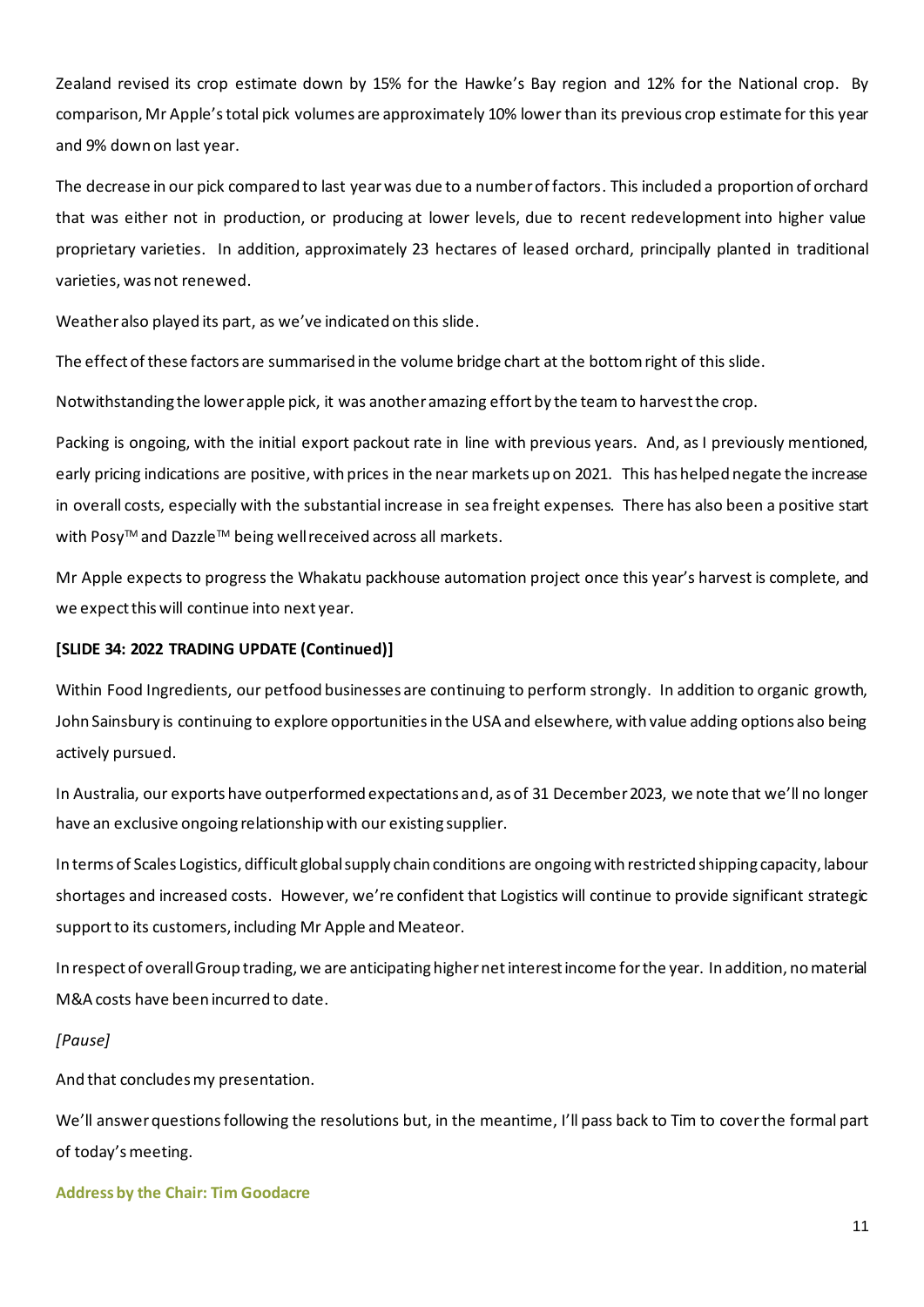Zealand revised its crop estimate down by 15% for the Hawke's Bay region and 12% for the National crop. By comparison, Mr Apple's total pick volumes are approximately 10% lower than its previous crop estimate for this year and 9% down on last year.

The decrease in our pick compared to last year was due to a number of factors. This included a proportion of orchard that was either not in production, or producing at lower levels, due to recent redevelopment into higher value proprietary varieties. In addition, approximately 23 hectares of leased orchard, principally planted in traditional varieties, was not renewed.

Weather also played its part, as we've indicated on this slide.

The effect of these factors are summarised in the volume bridge chart at the bottom right of this slide.

Notwithstanding the lower apple pick, it was another amazing effort by the team to harvest the crop.

Packing is ongoing, with the initial export packout rate in line with previous years. And, as I previously mentioned, early pricing indications are positive, with prices in the near markets up on 2021. This has helped negate the increase in overall costs, especially with the substantial increase in sea freight expenses. There has also been a positive start with Posy™ and Dazzle™ being well received across all markets.

Mr Apple expects to progress the Whakatu packhouse automation project once this year's harvest is complete, and we expect this will continue into next year.

**[SLIDE 34: 2022 TRADING UPDATE (Continued)]**

Within Food Ingredients, our petfood businesses are continuing to perform strongly. In addition to organic growth, John Sainsbury is continuing to explore opportunities in the USA and elsewhere, with value adding options also being actively pursued.

In Australia, our exports have outperformed expectations and, as of 31 December 2023, we note that we'll no longer have an exclusive ongoing relationship with our existing supplier.

In terms of Scales Logistics, difficult global supply chain conditions are ongoing with restricted shipping capacity, labour shortages and increased costs. However, we're confident that Logistics will continue to provide significant strategic support to its customers, including Mr Apple and Meateor.

In respect of overall Group trading, we are anticipating higher net interest income for the year. In addition, no material M&A costs have been incurred to date.

*[Pause]*

And that concludes my presentation.

We'll answer questions following the resolutions but, in the meantime, I'll pass back to Tim to cover the formal part of today's meeting.

## Address by the Chair: Tim Goodacre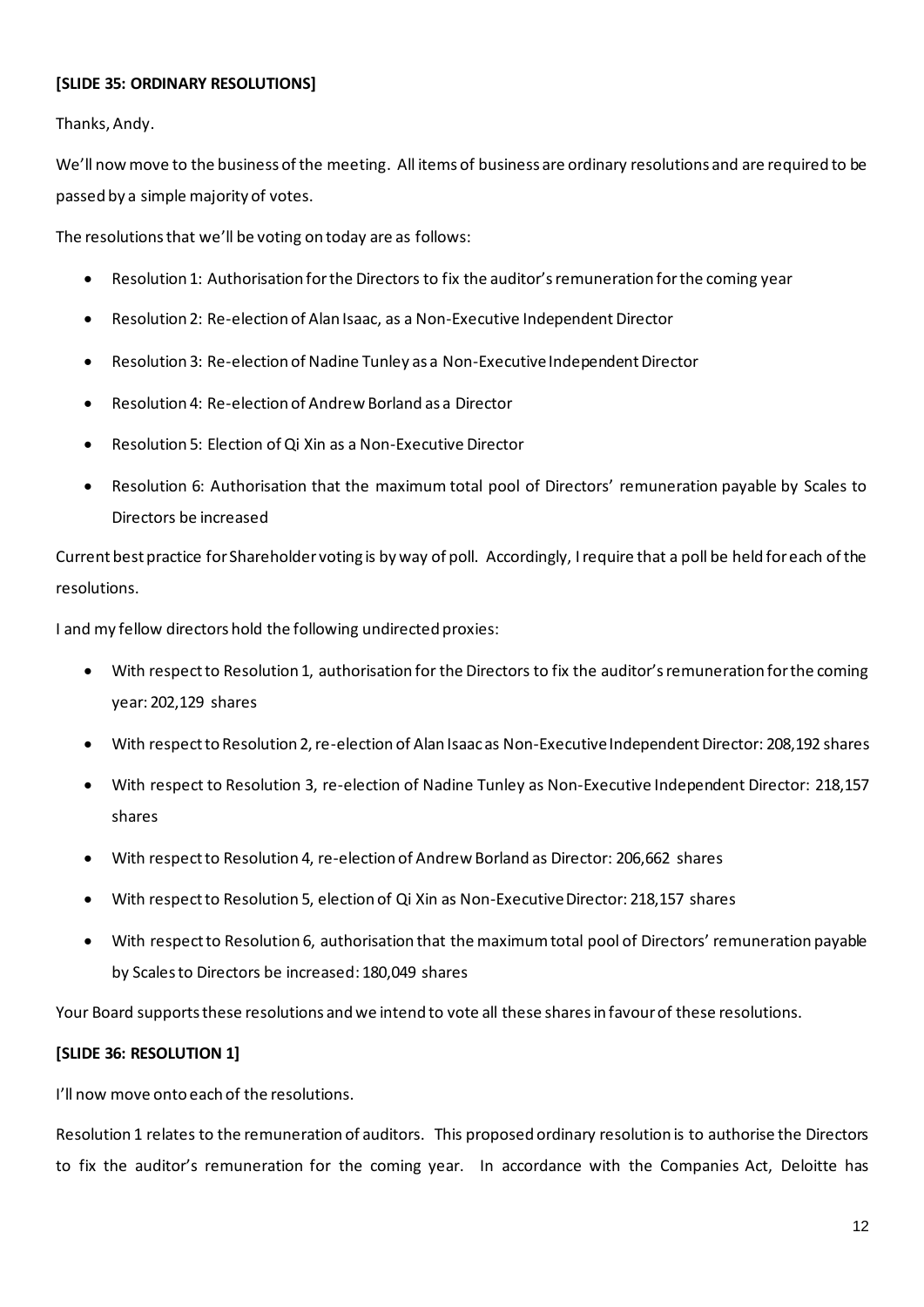**[SLIDE 35: ORDINARY RESOLUTIONS]**

Thanks, Andy.

We'll now move to the business of the meeting. All items of business are ordinary resolutions and are required to be passed by a simple majority of votes.

The resolutions that we'll be voting on today are as follows:

- Resolution 1: Authorisation for the Directors to fix the auditor's remuneration for the coming year
- Resolution 2: Re-election of Alan Isaac, as a Non-Executive Independent Director
- Resolution 3: Re-election of Nadine Tunley as a Non-Executive Independent Director
- Resolution 4: Re-election of Andrew Borland as a Director
- Resolution 5: Election of Qi Xin as a Non-Executive Director
- Resolution 6: Authorisation that the maximum total pool of Directors' remuneration payable by Scales to Directors be increased

Current best practice for Shareholder voting is by way of poll. Accordingly, I require that a poll be held for each of the resolutions.

I and my fellow directors hold the following undirected proxies:

- With respect to Resolution 1, authorisation for the Directors to fix the auditor's remuneration for the coming year: 202,129 shares
- With respect to Resolution 2, re-election of Alan Isaac as Non-Executive Independent Director: 208,192 shares
- With respect to Resolution 3, re-election of Nadine Tunley as Non-Executive Independent Director: 218,157 shares
- With respect to Resolution 4, re-election of Andrew Borland as Director: 206,662 shares
- With respect to Resolution 5, election of Qi Xin as Non-Executive Director: 218,157 shares
- With respect to Resolution 6, authorisation that the maximum total pool of Directors' remuneration payable by Scales to Directors be increased: 180,049 shares

Your Board supports these resolutions and we intend to vote all these shares in favour of these resolutions.

**[SLIDE 36: RESOLUTION 1]**

I'll now move onto each of the resolutions.

Resolution 1 relates to the remuneration of auditors. This proposed ordinary resolution is to authorise the Directors to fix the auditor's remuneration for the coming year. In accordance with the Companies Act, Deloitte has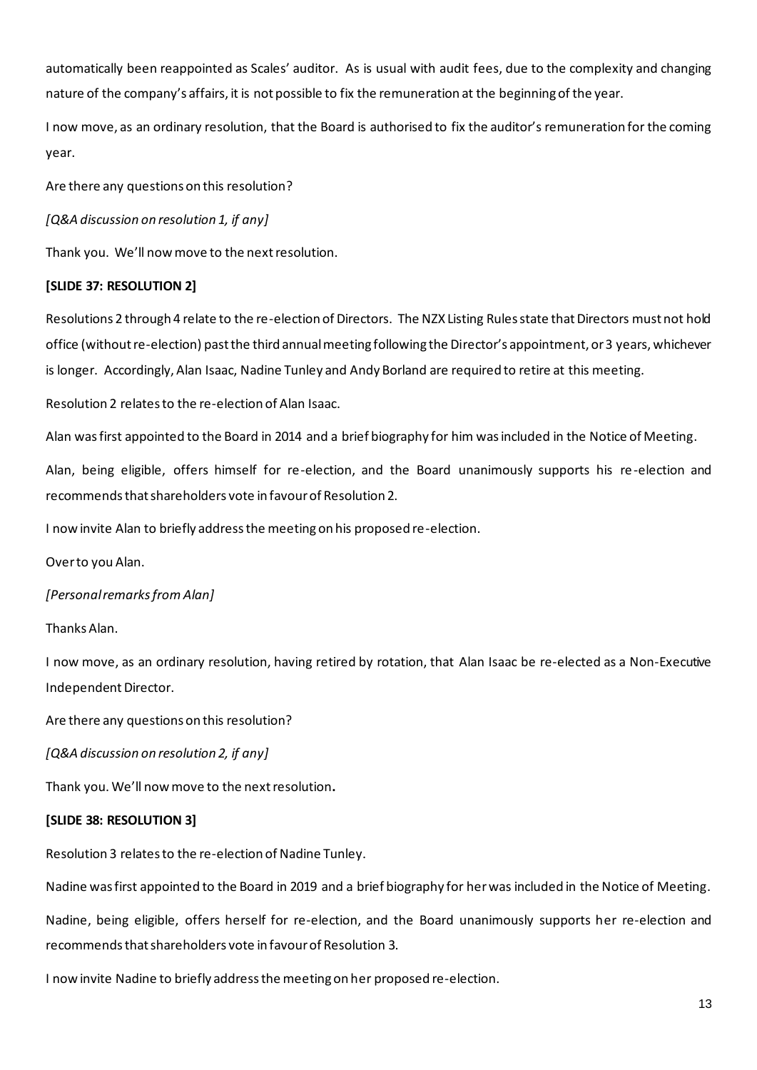automatically been reappointed as Scales' auditor. As is usual with audit fees, due to the complexity and changing nature of the company's affairs, it is not possible to fix the remuneration at the beginning of the year.

I now move, as an ordinary resolution, that the Board is authorised to fix the auditor's remuneration for the coming year.

Are there any questions on this resolution?

*[Q&A discussion on resolution 1, if any]*

Thank you. We'll now move to the next resolution.

**[SLIDE 37: RESOLUTION 2]**

Resolutions 2 through 4 relate to the re-election of Directors. The NZX Listing Rules state that Directors must not hold office (without re-election) past the third annual meeting following the Director's appointment, or 3 years, whichever is longer. Accordingly, Alan Isaac, Nadine Tunley and Andy Borland are required to retire at this meeting.

Resolution 2 relates to the re-election of Alan Isaac.

Alan was first appointed to the Board in 2014 and a brief biography for him was included in the Notice of Meeting.

Alan, being eligible, offers himself for re-election, and the Board unanimously supports his re-election and recommends that shareholders vote in favour of Resolution 2.

I now invite Alan to briefly address the meeting on his proposed re-election.

Over to you Alan.

*[Personal remarks from Alan]*

Thanks Alan.

I now move, as an ordinary resolution, having retired by rotation, that Alan Isaac be re-elected as a Non-Executive Independent Director.

Are there any questions on this resolution?

*[Q&A discussion on resolution 2, if any]*

Thank you. We'll now move to the next resolution**.**

**[SLIDE 38: RESOLUTION 3]**

Resolution 3 relates to the re-election of Nadine Tunley.

Nadine was first appointed to the Board in 2019 and a brief biography for her was included in the Notice of Meeting.

Nadine, being eligible, offers herself for re-election, and the Board unanimously supports her re-election and recommends that shareholders vote in favour of Resolution 3.

I now invite Nadine to briefly address the meeting on her proposed re-election.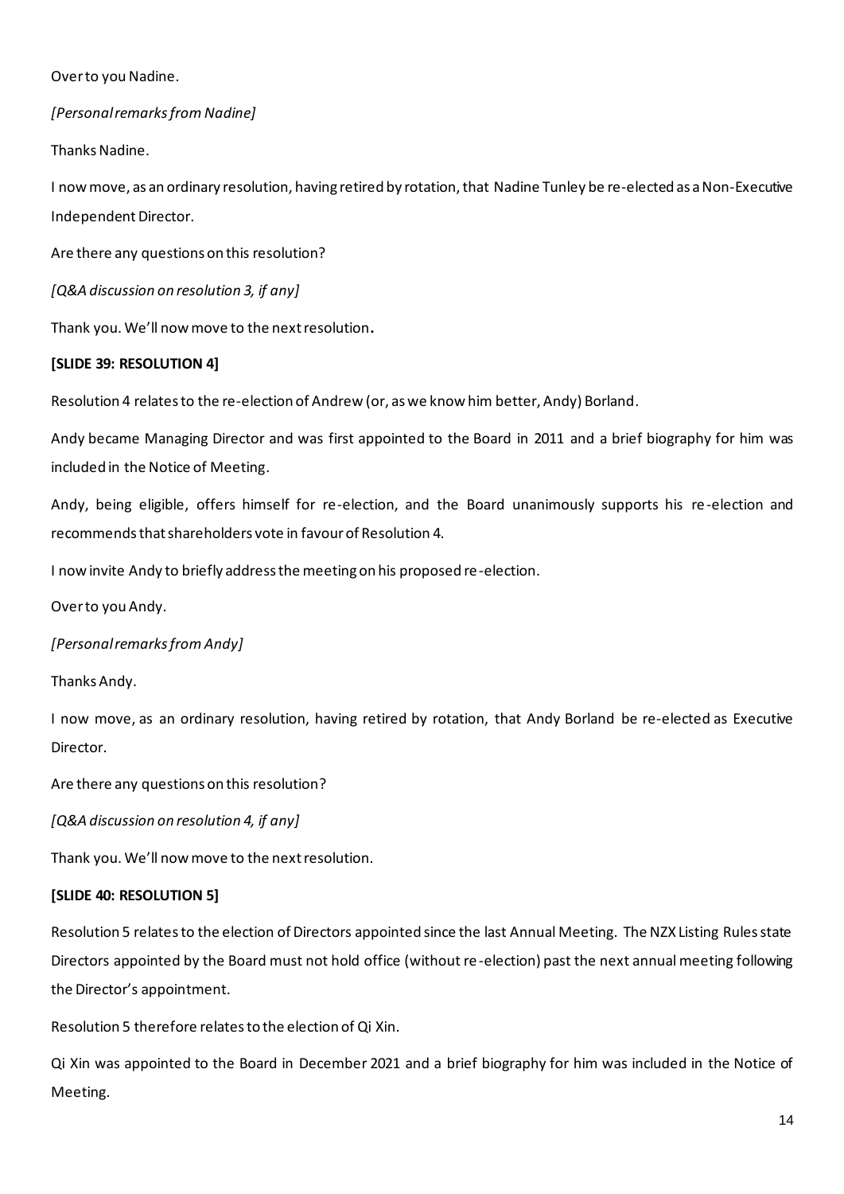Over to you Nadine.

*[Personal remarks from Nadine]*

Thanks Nadine.

I now move, as an ordinary resolution, having retired by rotation, that Nadine Tunley be re-elected as a Non-Executive Independent Director.

Are there any questions on this resolution?

*[Q&A discussion on resolution 3, if any]*

Thank you. We'll now move to the next resolution.

**[SLIDE 39: RESOLUTION 4]**

Resolution 4 relates to the re-election of Andrew (or, as we know him better, Andy) Borland.

Andy became Managing Director and was first appointed to the Board in 2011 and a brief biography for him was included in the Notice of Meeting.

Andy, being eligible, offers himself for re-election, and the Board unanimously supports his re-election and recommends that shareholders vote in favour of Resolution 4.

I now invite Andy to briefly address the meeting on his proposed re-election.

Over to you Andy.

*[Personal remarks from Andy]*

Thanks Andy.

I now move, as an ordinary resolution, having retired by rotation, that Andy Borland be re-elected as Executive Director.

Are there any questions on this resolution?

*[Q&A discussion on resolution 4, if any]*

Thank you. We'll now move to the next resolution.

**[SLIDE 40: RESOLUTION 5]**

Resolution 5 relates to the election of Directors appointed since the last Annual Meeting. The NZX Listing Rules state Directors appointed by the Board must not hold office (without re-election) past the next annual meeting following the Director's appointment.

Resolution 5 therefore relates to the election of Qi Xin.

Qi Xin was appointed to the Board in December 2021 and a brief biography for him was included in the Notice of Meeting.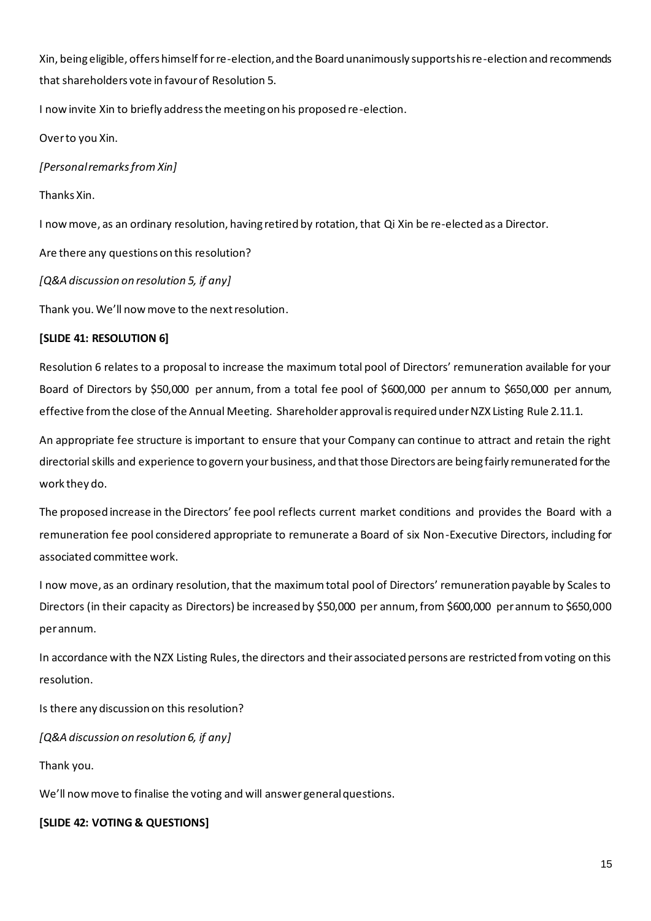Xin, being eligible, offers himself for re-election, and the Board unanimously supports his re-election and recommends that shareholders vote in favour of Resolution 5.

I now invite Xin to briefly address the meeting on his proposed re-election.

Over to you Xin.

*[Personal remarks from Xin]*

Thanks Xin.

I now move, as an ordinary resolution, having retired by rotation, that Qi Xin be re-elected as a Director.

Are there any questions on this resolution?

*[Q&A discussion on resolution 5, if any]*

Thank you. We'll now move to the next resolution.

**[SLIDE 41: RESOLUTION 6]**

Resolution 6 relates to a proposal to increase the maximum total pool of Directors' remuneration available for your Board of Directors by $50,000 per annum, from a total fee pool of $600,000 per annum to $650,000 per annum, effective from the close of the Annual Meeting. Shareholder approval is required under NZX Listing Rule 2.11.1.

An appropriate fee structure is important to ensure that your Company can continue to attract and retain the right directorial skills and experience to govern your business, and that those Directors are being fairly remunerated for the work they do.

The proposed increase in the Directors' fee pool reflects current market conditions and provides the Board with a remuneration fee pool considered appropriate to remunerate a Board of six Non-Executive Directors, including for associated committee work.

I now move, as an ordinary resolution, that the maximum total pool of Directors' remuneration payable by Scales to Directors (in their capacity as Directors) be increased by $50,000 per annum, from $600,000 per annum to $650,000 per annum.

In accordance with the NZX Listing Rules, the directors and their associated persons are restricted from voting on this resolution.

Is there any discussion on this resolution?

*[Q&A discussion on resolution 6, if any]*

Thank you.

We'll now move to finalise the voting and will answer general questions.

**[SLIDE 42: VOTING & QUESTIONS]**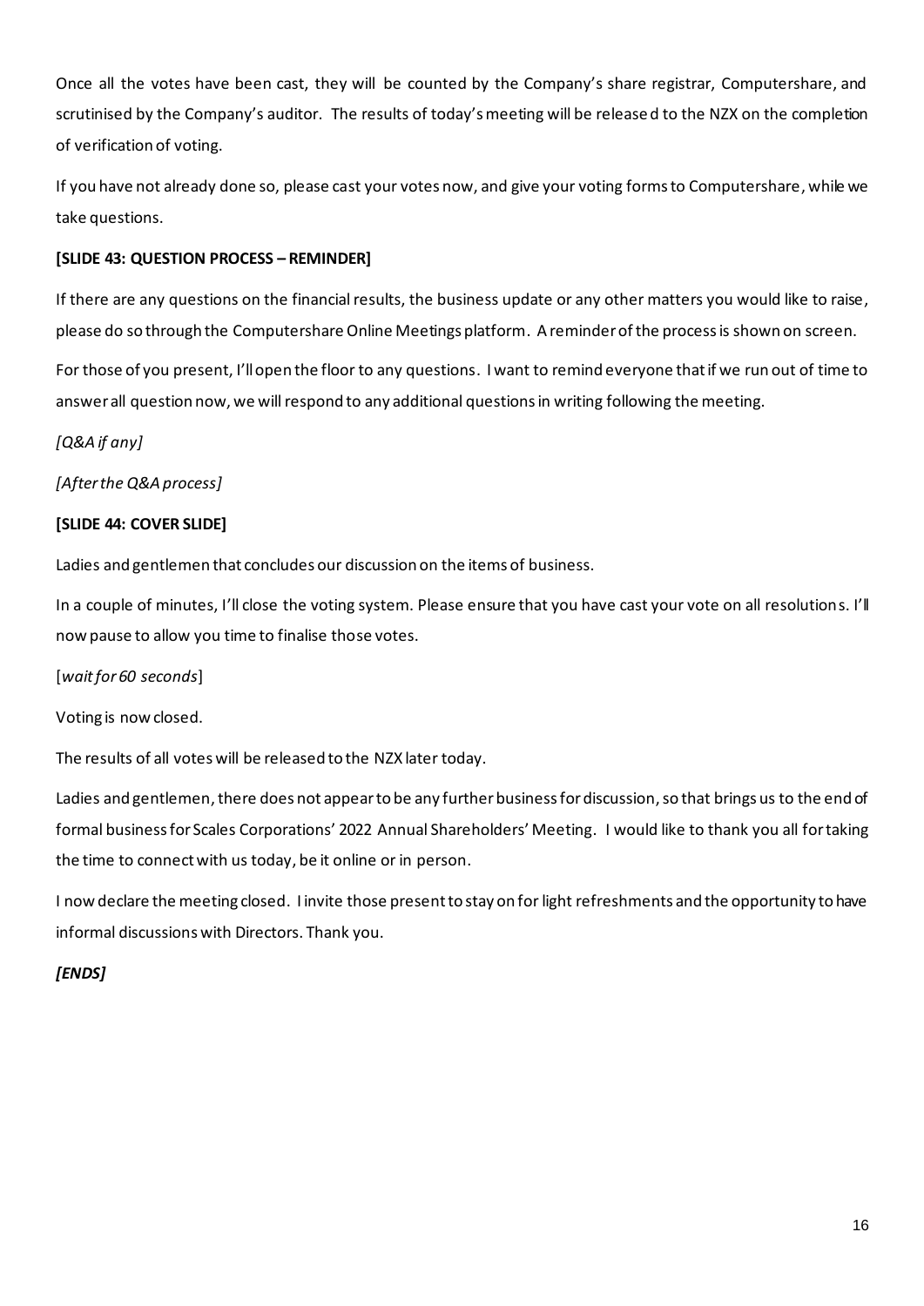Once all the votes have been cast, they will be counted by the Company's share registrar, Computershare, and scrutinised by the Company's auditor. The results of today's meeting will be released to the NZX on the completion of verification of voting.

If you have not already done so, please cast your votes now, and give your voting forms to Computershare, while we take questions.

**[SLIDE 43: QUESTION PROCESS – REMINDER]**

If there are any questions on the financial results, the business update or any other matters you would like to raise, please do so through the Computershare Online Meetings platform. A reminder of the process is shown on screen.

For those of you present, I'll open the floor to any questions. I want to remind everyone that if we run out of time to answer all question now, we will respond to any additional questions in writing following the meeting.

*[Q&A if any]*

*[After the Q&A process]*

**[SLIDE 44: COVER SLIDE]**

Ladies and gentlemen that concludes our discussion on the items of business.

In a couple of minutes, I'll close the voting system. Please ensure that you have cast your vote on all resolutions. I'll now pause to allow you time to finalise those votes.

[*wait for 60 seconds*]

Voting is now closed.

The results of all votes will be released to the NZX later today.

Ladies and gentlemen, there does not appear to be any further business for discussion, so that brings us to the end of formal business for Scales Corporations' 2022 Annual Shareholders' Meeting. I would like to thank you all for taking the time to connect with us today, be it online or in person.

I now declare the meeting closed. I invite those present to stay on for light refreshments and the opportunity to have informal discussions with Directors. Thank you.

***[ENDS]***